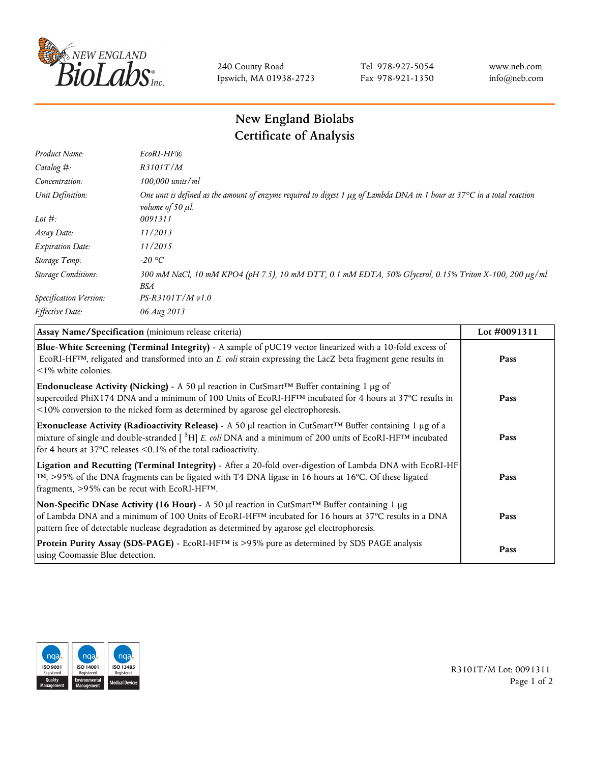240 County Road
Ipswich, MA 01938-2723

Tel 978-927-5054
Fax 978-921-1350

www.neb.com
info@neb.com

# New England Biolabs
# Certificate of Analysis

| | |
|---|---|
| *Product Name:* | *EcoRI-HF®* |
| *Catalog #:* | *R3101T/M* |
| *Concentration:* | *100,000 units/ml* |
| *Unit Definition:* | *One unit is defined as the amount of enzyme required to digest 1 µg of Lambda DNA in 1 hour at 37°C in a total reaction volume of 50 µl.* |
| *Lot #:* | *0091311* |
| *Assay Date:* | *11/2013* |
| *Expiration Date:* | *11/2015* |
| *Storage Temp:* | *-20 °C* |
| *Storage Conditions:* | *300 mM NaCl, 10 mM KPO4 (pH 7.5), 10 mM DTT, 0.1 mM EDTA, 50% Glycerol, 0.15% Triton X-100, 200 µg/ml BSA* |
| *Specification Version:* | *PS-R3101T/M v1.0* |
| *Effective Date:* | *06 Aug 2013* |

| **Assay Name/Specification** (minimum release criteria) | **Lot #0091311** |
|---|---|
| **Blue-White Screening (Terminal Integrity)** - A sample of pUC19 vector linearized with a 10-fold excess of EcoRI-HF™, religated and transformed into an *E. coli* strain expressing the LacZ beta fragment gene results in <1% white colonies. | **Pass** |
| **Endonuclease Activity (Nicking)** - A 50 µl reaction in CutSmart™ Buffer containing 1 µg of supercoiled PhiX174 DNA and a minimum of 100 Units of EcoRI-HF™ incubated for 4 hours at 37°C results in <10% conversion to the nicked form as determined by agarose gel electrophoresis. | **Pass** |
| **Exonuclease Activity (Radioactivity Release)** - A 50 µl reaction in CutSmart™ Buffer containing 1 µg of a mixture of single and double-stranded [ $^{3}$H] *E. coli* DNA and a minimum of 200 units of EcoRI-HF™ incubated for 4 hours at 37°C releases <0.1% of the total radioactivity. | **Pass** |
| **Ligation and Recutting (Terminal Integrity)** - After a 20-fold over-digestion of Lambda DNA with EcoRI-HF™, >95% of the DNA fragments can be ligated with T4 DNA ligase in 16 hours at 16°C. Of these ligated fragments, >95% can be recut with EcoRI-HF™. | **Pass** |
| **Non-Specific DNase Activity (16 Hour)** - A 50 µl reaction in CutSmart™ Buffer containing 1 µg of Lambda DNA and a minimum of 100 Units of EcoRI-HF™ incubated for 16 hours at 37°C results in a DNA pattern free of detectable nuclease degradation as determined by agarose gel electrophoresis. | **Pass** |
| **Protein Purity Assay (SDS-PAGE)** - EcoRI-HF™ is >95% pure as determined by SDS PAGE analysis using Coomassie Blue detection. | **Pass** |

R3101T/M Lot: 0091311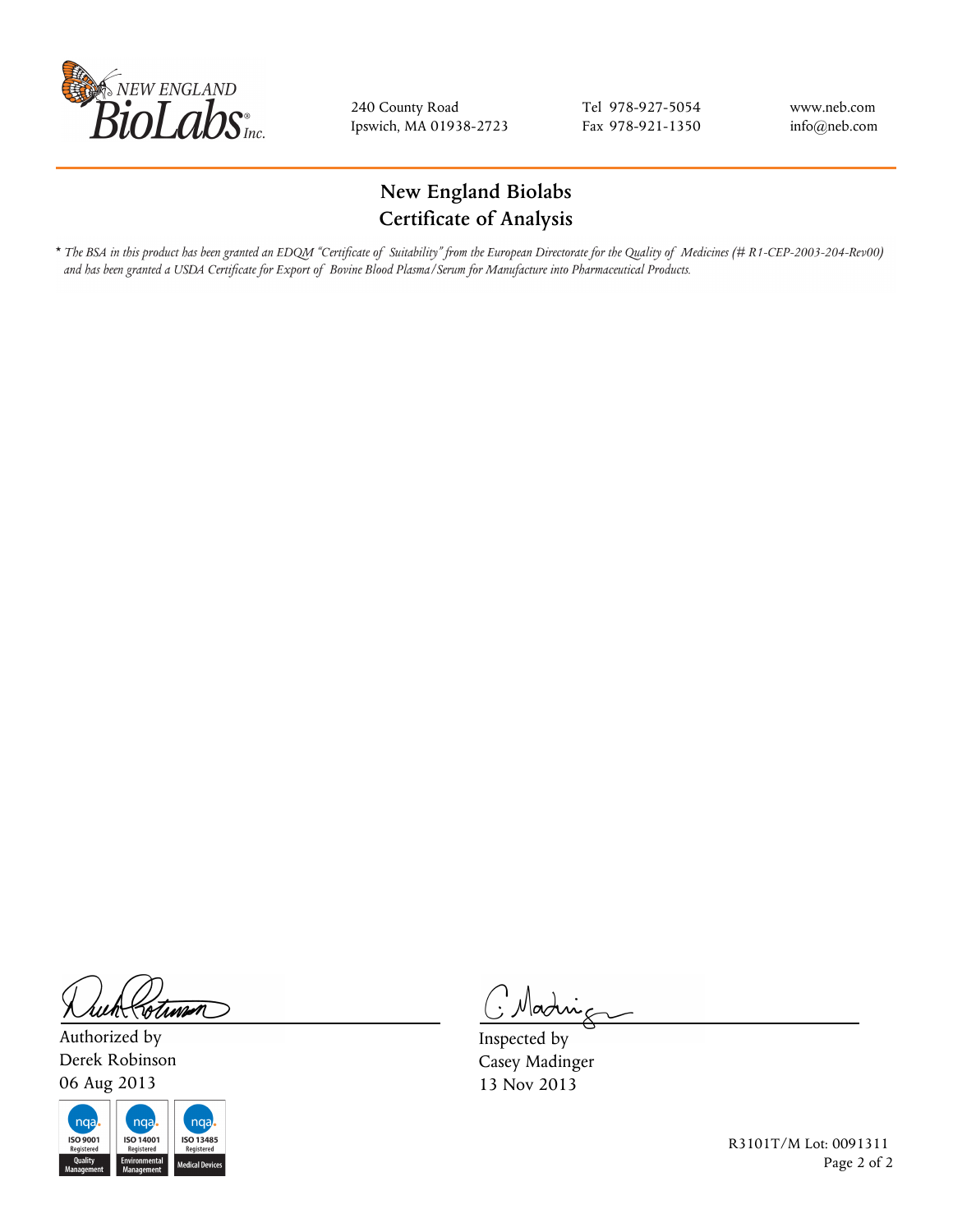240 County Road
Ipswich, MA 01938-2723

Tel 978-927-5054
Fax 978-921-1350

www.neb.com
info@neb.com

## New England Biolabs
## Certificate of Analysis

\* *The BSA in this product has been granted an EDQM "Certificate of Suitability" from the European Directorate for the Quality of Medicines (# R1-CEP-2003-204-Rev00) and has been granted a USDA Certificate for Export of Bovine Blood Plasma/Serum for Manufacture into Pharmaceutical Products.*

Authorized by
Derek Robinson
06 Aug 2013

Inspected by
Casey Madinger
13 Nov 2013

nqa ISO 9001 Registered Quality Management
nqa ISO 14001 Registered Environmental Management
nqa ISO 13485 Registered Medical Devices

R3101T/M Lot: 0091311